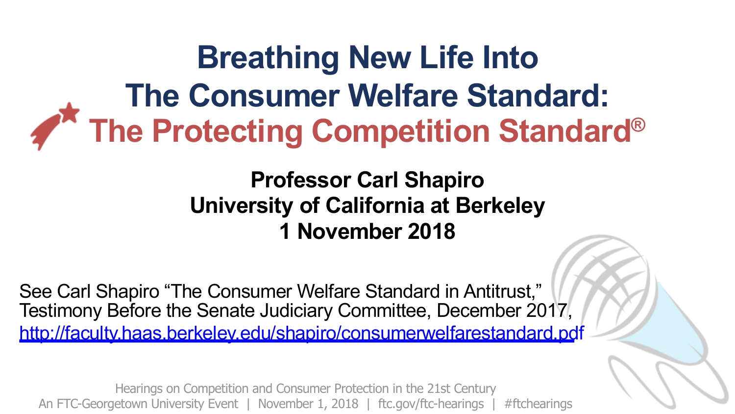# Breathing New Life Into The Consumer Welfare Standard: The Protecting Competition Standard®

**Professor Carl Shapiro**
**University of California at Berkeley**
**1 November 2018**

See Carl Shapiro "The Consumer Welfare Standard in Antitrust," Testimony Before the Senate Judiciary Committee, December 2017, http://faculty.haas.berkeley.edu/shapiro/consumerwelfarestandard.pdf

Hearings on Competition and Consumer Protection in the 21st Century
An FTC-Georgetown University Event | November 1, 2018 | ftc.gov/ftc-hearings | #ftchearings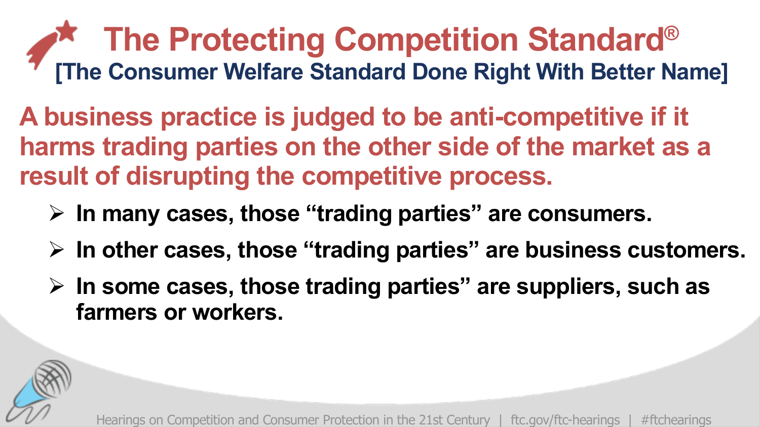# The Protecting Competition Standard®

## [The Consumer Welfare Standard Done Right With Better Name]

**A business practice is judged to be anti-competitive if it harms trading parties on the other side of the market as a result of disrupting the competitive process.**

- **In many cases, those “trading parties” are consumers.**
- **In other cases, those “trading parties” are business customers.**
- **In some cases, those trading parties” are suppliers, such as farmers or workers.**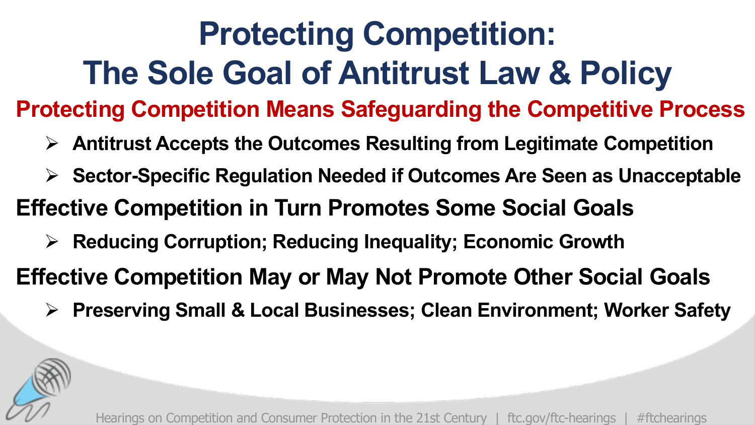# Protecting Competition: The Sole Goal of Antitrust Law & Policy

## Protecting Competition Means Safeguarding the Competitive Process

- **Antitrust Accepts the Outcomes Resulting from Legitimate Competition**
- **Sector-Specific Regulation Needed if Outcomes Are Seen as Unacceptable**

## Effective Competition in Turn Promotes Some Social Goals

- **Reducing Corruption; Reducing Inequality; Economic Growth**

## Effective Competition May or May Not Promote Other Social Goals

- **Preserving Small & Local Businesses; Clean Environment; Worker Safety**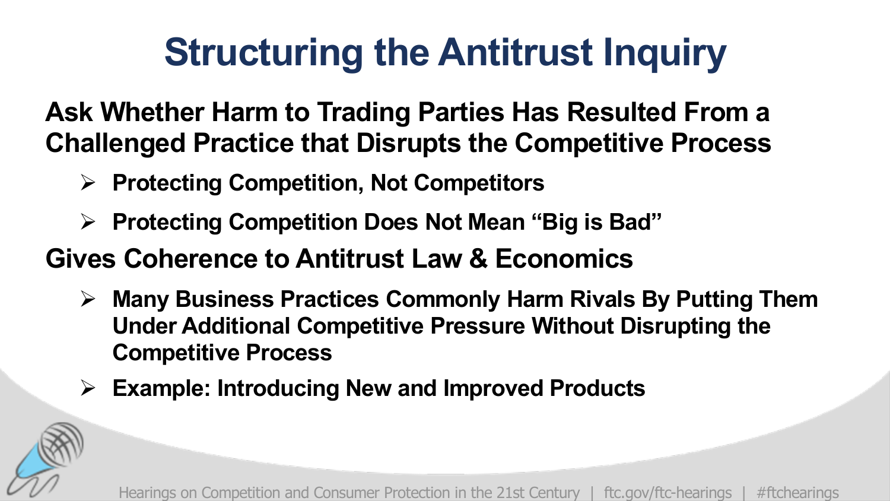# Structuring the Antitrust Inquiry

**Ask Whether Harm to Trading Parties Has Resulted From a Challenged Practice that Disrupts the Competitive Process**

- **Protecting Competition, Not Competitors**
- **Protecting Competition Does Not Mean "Big is Bad"**

**Gives Coherence to Antitrust Law & Economics**

- **Many Business Practices Commonly Harm Rivals By Putting Them Under Additional Competitive Pressure Without Disrupting the Competitive Process**
- **Example: Introducing New and Improved Products**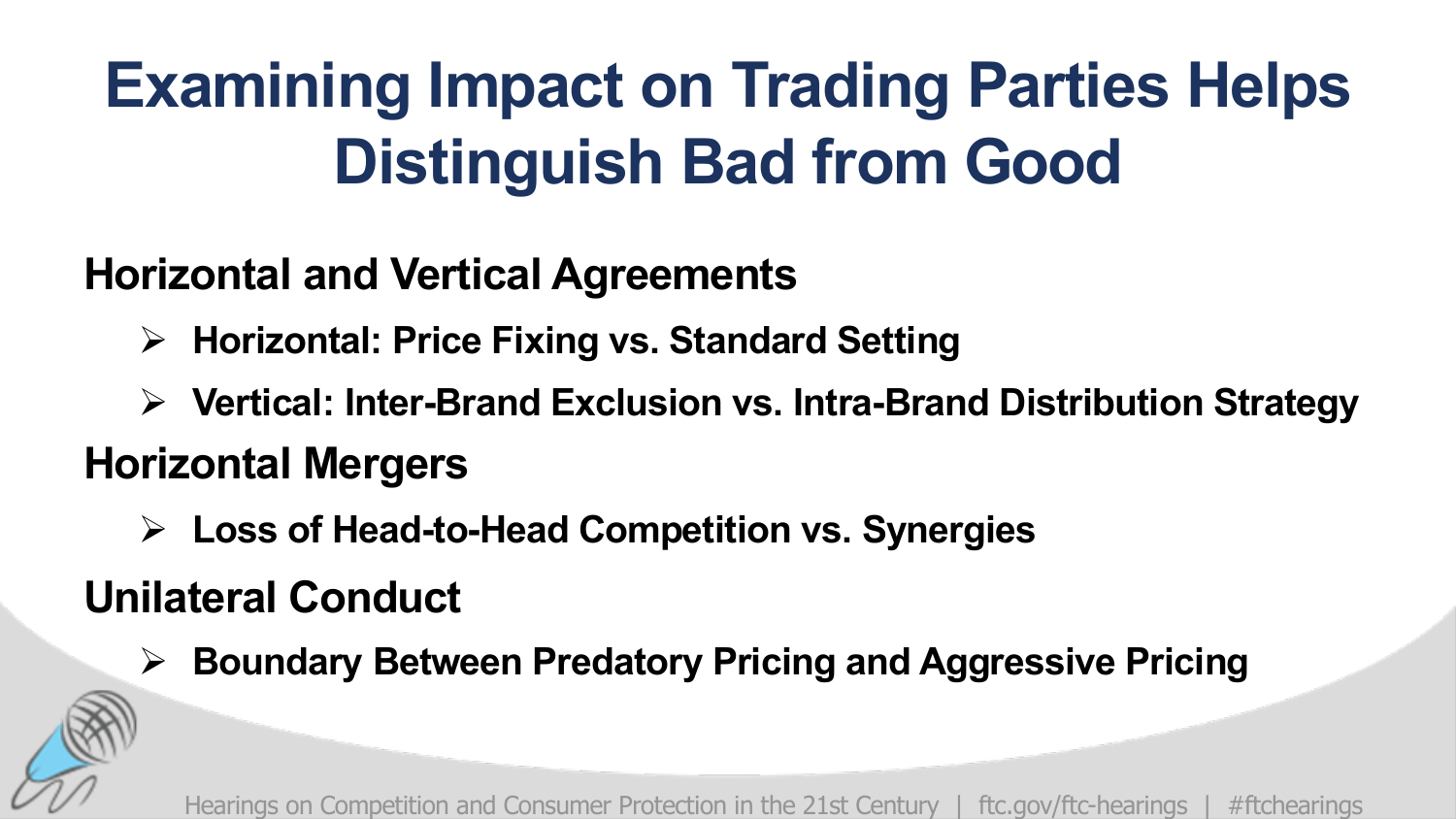# Examining Impact on Trading Parties Helps Distinguish Bad from Good

## Horizontal and Vertical Agreements

- **Horizontal: Price Fixing vs. Standard Setting**
- **Vertical: Inter-Brand Exclusion vs. Intra-Brand Distribution Strategy**

## Horizontal Mergers

- **Loss of Head-to-Head Competition vs. Synergies**

## Unilateral Conduct

- **Boundary Between Predatory Pricing and Aggressive Pricing**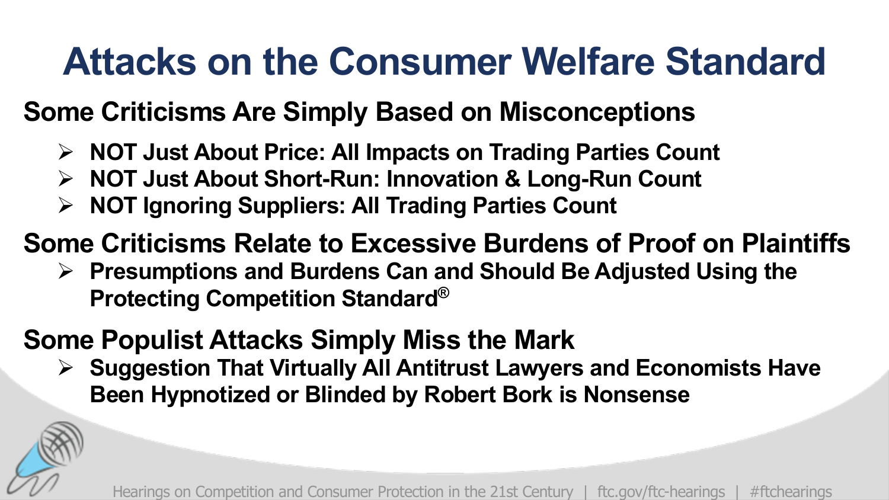# Attacks on the Consumer Welfare Standard

## Some Criticisms Are Simply Based on Misconceptions

- **NOT Just About Price: All Impacts on Trading Parties Count**
- **NOT Just About Short-Run: Innovation & Long-Run Count**
- **NOT Ignoring Suppliers: All Trading Parties Count**

## Some Criticisms Relate to Excessive Burdens of Proof on Plaintiffs

- **Presumptions and Burdens Can and Should Be Adjusted Using the Protecting Competition Standard®**

## Some Populist Attacks Simply Miss the Mark

- **Suggestion That Virtually All Antitrust Lawyers and Economists Have Been Hypnotized or Blinded by Robert Bork is Nonsense**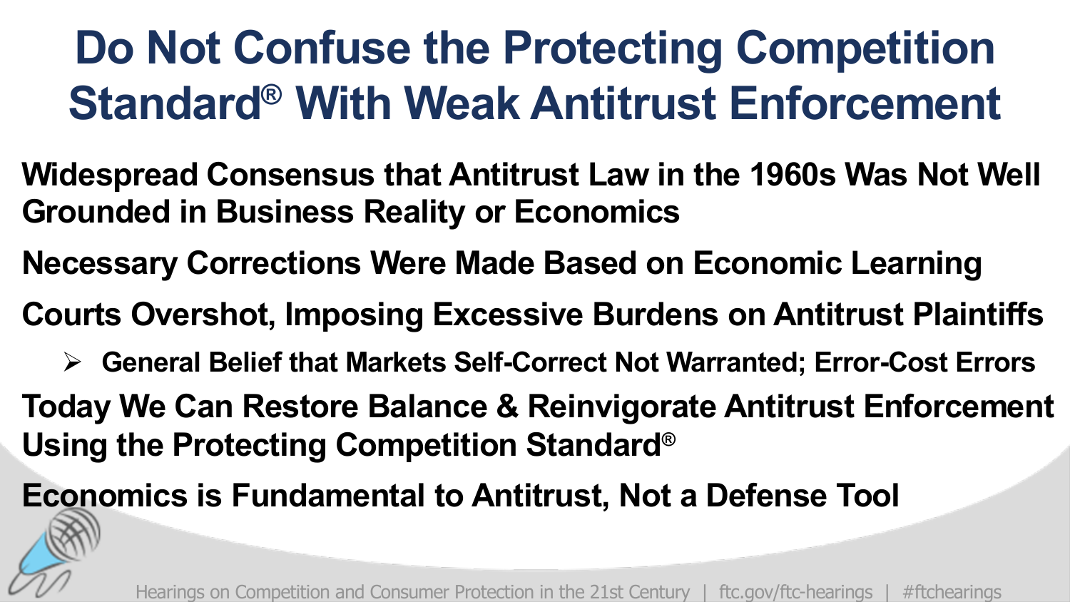# Do Not Confuse the Protecting Competition Standard® With Weak Antitrust Enforcement

**Widespread Consensus that Antitrust Law in the 1960s Was Not Well Grounded in Business Reality or Economics**

**Necessary Corrections Were Made Based on Economic Learning**

**Courts Overshot, Imposing Excessive Burdens on Antitrust Plaintiffs**

- **General Belief that Markets Self-Correct Not Warranted; Error-Cost Errors**

**Today We Can Restore Balance & Reinvigorate Antitrust Enforcement Using the Protecting Competition Standard®**

**Economics is Fundamental to Antitrust, Not a Defense Tool**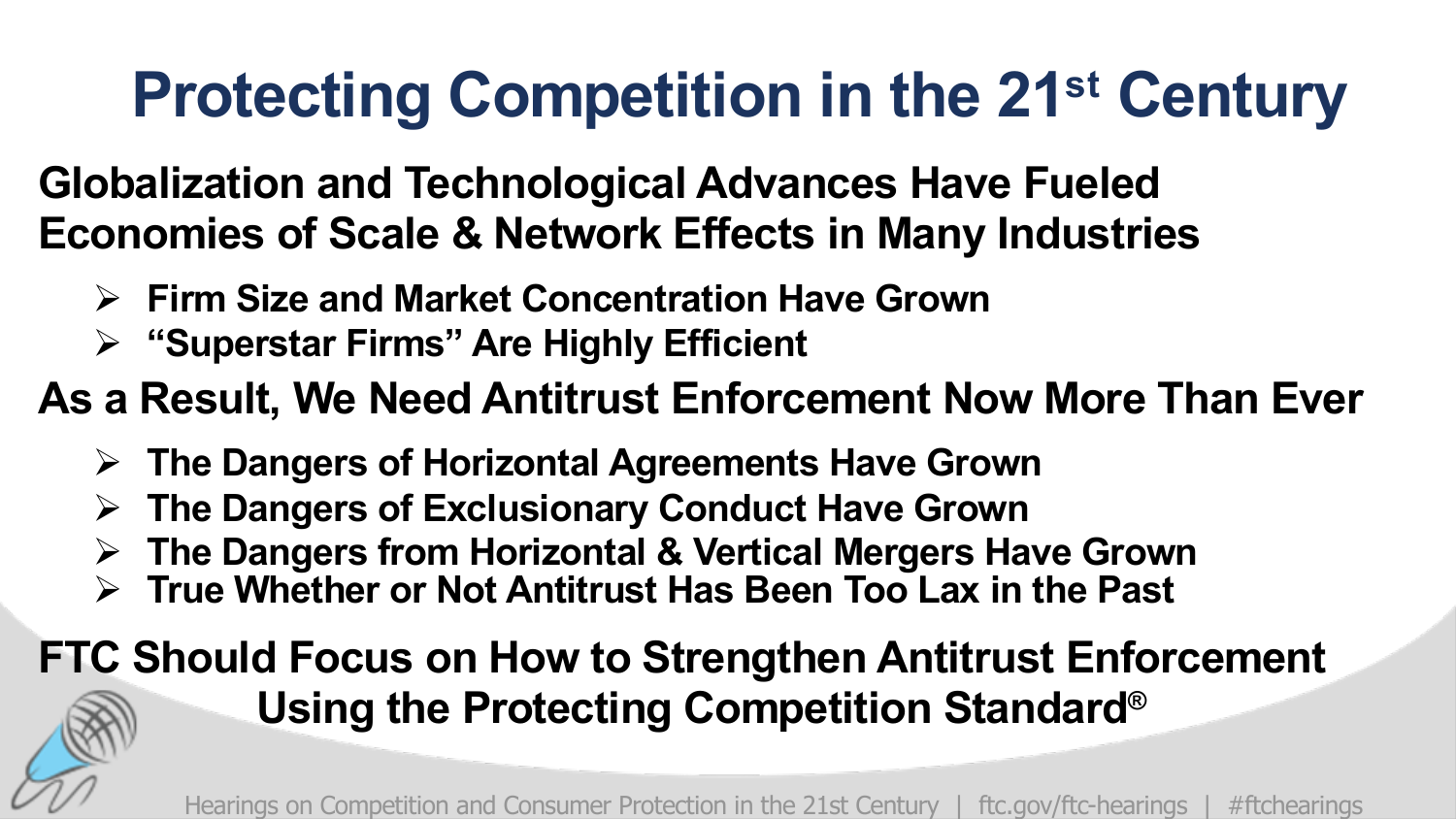# Protecting Competition in the 21st Century

**Globalization and Technological Advances Have Fueled Economies of Scale & Network Effects in Many Industries**

- **Firm Size and Market Concentration Have Grown**
- **"Superstar Firms" Are Highly Efficient**

**As a Result, We Need Antitrust Enforcement Now More Than Ever**

- **The Dangers of Horizontal Agreements Have Grown**
- **The Dangers of Exclusionary Conduct Have Grown**
- **The Dangers from Horizontal & Vertical Mergers Have Grown**
- **True Whether or Not Antitrust Has Been Too Lax in the Past**

**FTC Should Focus on How to Strengthen Antitrust Enforcement Using the Protecting Competition Standard®**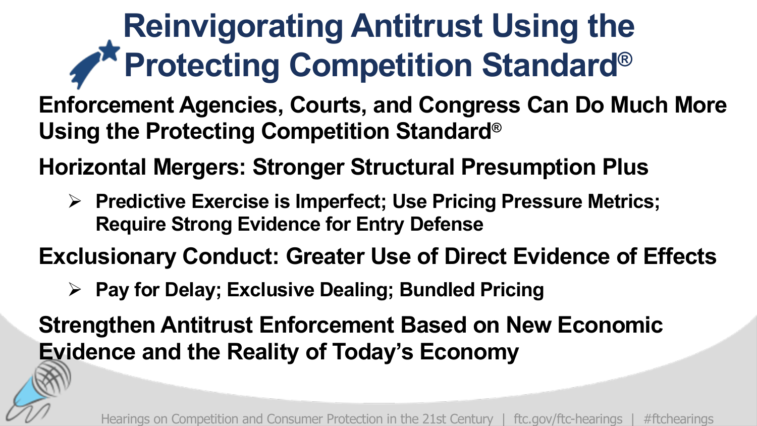# Reinvigorating Antitrust Using the Protecting Competition Standard®

**Enforcement Agencies, Courts, and Congress Can Do Much More Using the Protecting Competition Standard®**

**Horizontal Mergers: Stronger Structural Presumption Plus**

- **Predictive Exercise is Imperfect; Use Pricing Pressure Metrics; Require Strong Evidence for Entry Defense**

**Exclusionary Conduct: Greater Use of Direct Evidence of Effects**

- **Pay for Delay; Exclusive Dealing; Bundled Pricing**

**Strengthen Antitrust Enforcement Based on New Economic Evidence and the Reality of Today's Economy**